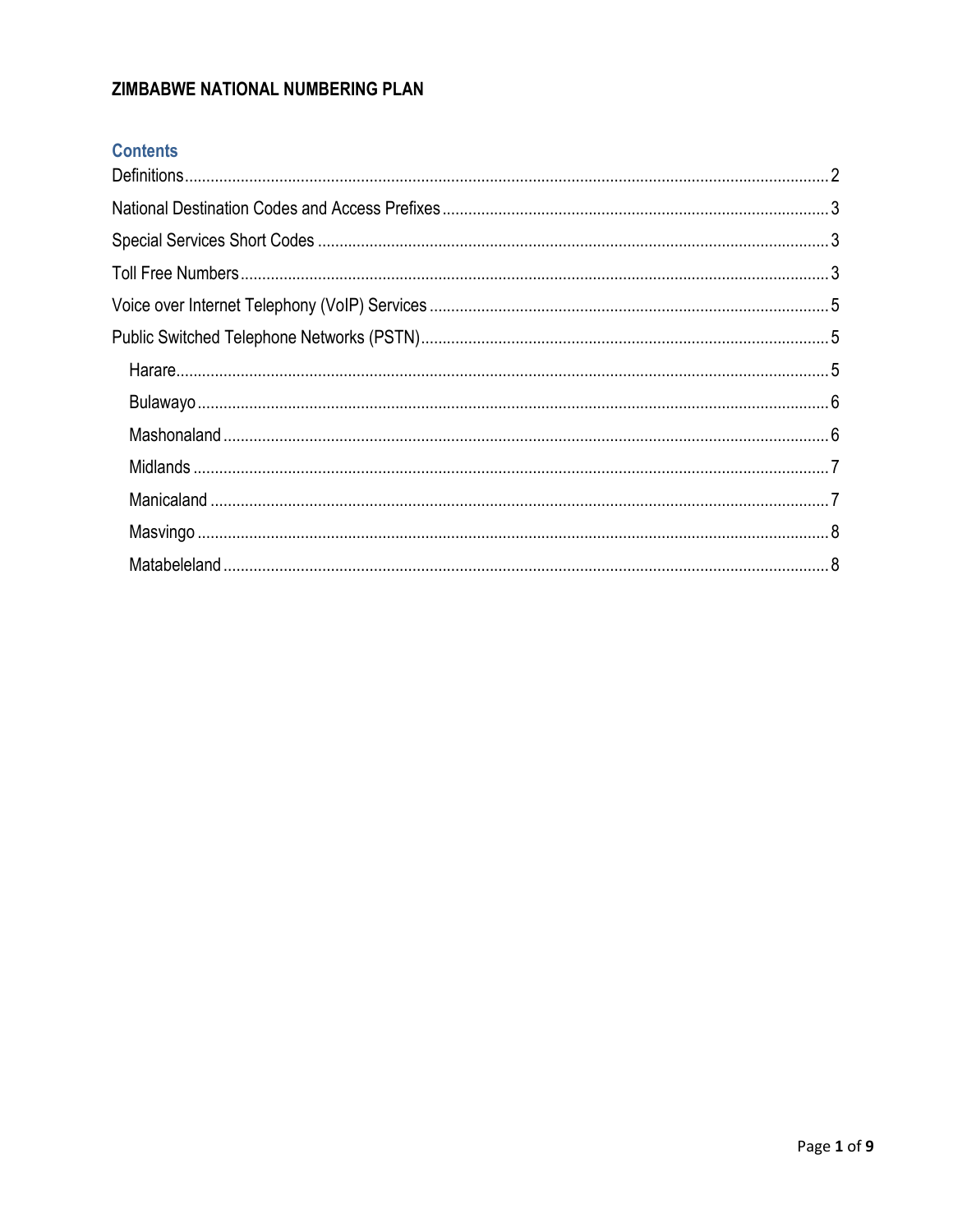# ZIMBABWE NATIONAL NUMBERING PLAN

## Contents

Definitions ........ 2

National Destination Codes and Access Prefixes ........ 3

Special Services Short Codes ........ 3

Toll Free Numbers ........ 3

Voice over Internet Telephony (VoIP) Services ........ 5

Public Switched Telephone Networks (PSTN) ........ 5

- Harare ........ 5
- Bulawayo ........ 6
- Mashonaland ........ 6
- Midlands ........ 7
- Manicaland ........ 7
- Masvingo ........ 8
- Matabeleland ........ 8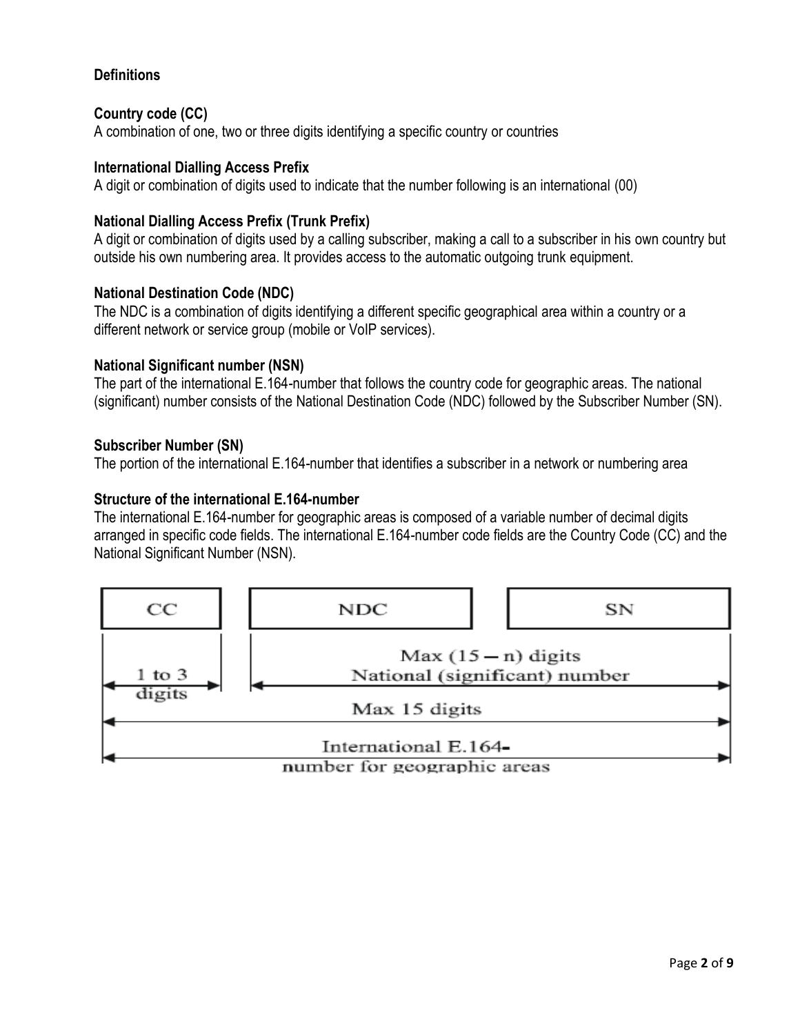## Definitions

### Country code (CC)

A combination of one, two or three digits identifying a specific country or countries

### International Dialling Access Prefix

A digit or combination of digits used to indicate that the number following is an international (00)

### National Dialling Access Prefix (Trunk Prefix)

A digit or combination of digits used by a calling subscriber, making a call to a subscriber in his own country but outside his own numbering area. It provides access to the automatic outgoing trunk equipment.

### National Destination Code (NDC)

The NDC is a combination of digits identifying a different specific geographical area within a country or a different network or service group (mobile or VoIP services).

### National Significant number (NSN)

The part of the international E.164-number that follows the country code for geographic areas. The national (significant) number consists of the National Destination Code (NDC) followed by the Subscriber Number (SN).

### Subscriber Number (SN)

The portion of the international E.164-number that identifies a subscriber in a network or numbering area

### Structure of the international E.164-number

The international E.164-number for geographic areas is composed of a variable number of decimal digits arranged in specific code fields. The international E.164-number code fields are the Country Code (CC) and the National Significant Number (NSN).

| CC | NDC | SN |
| --- | --- | --- |
| 1 to 3 digits | Max $(15 - n)$ digits National (significant) number | |
| Max 15 digits | | |
| International E.164-number for geographic areas | | |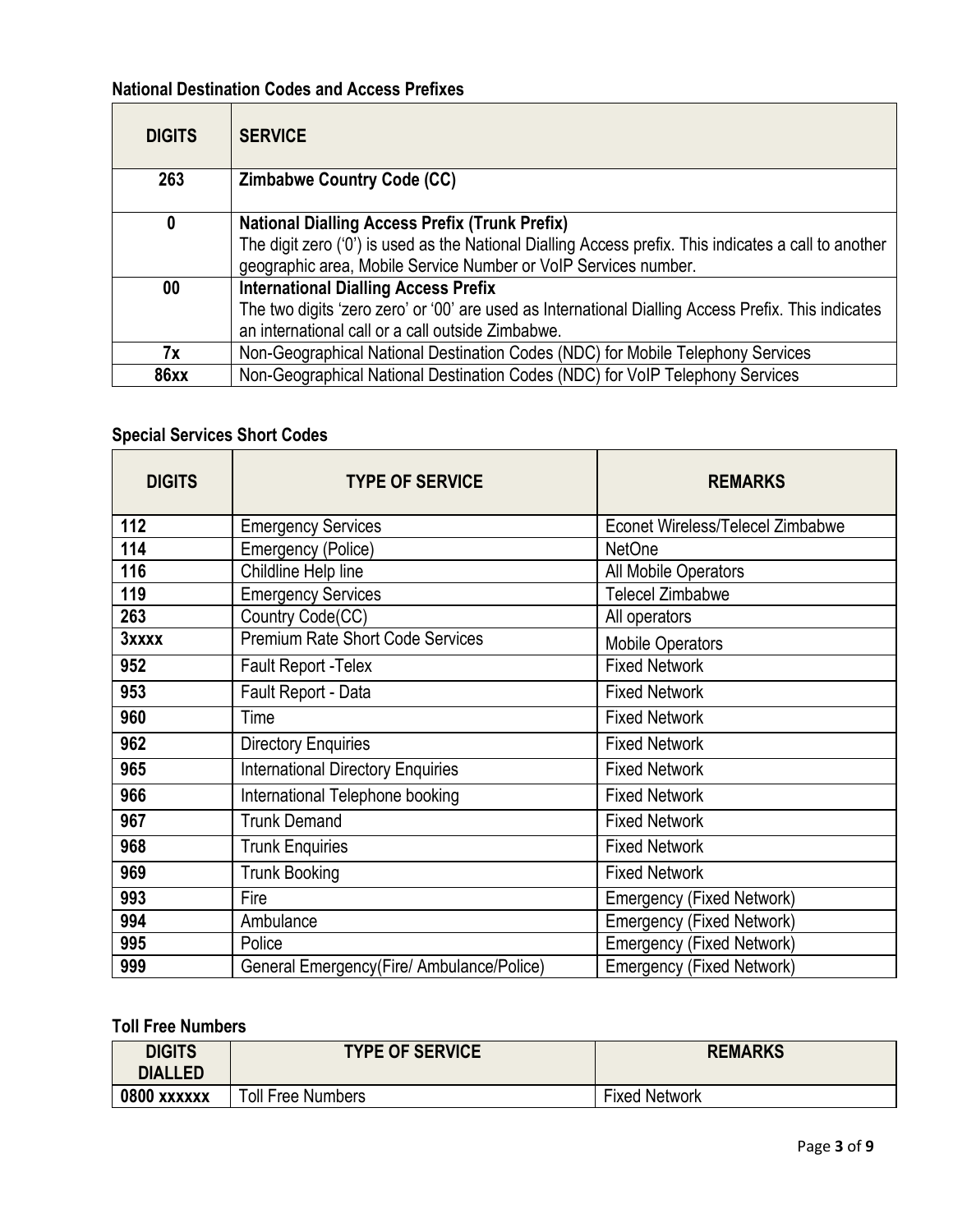### National Destination Codes and Access Prefixes

| DIGITS | SERVICE |
|---|---|
| 263 | **Zimbabwe Country Code (CC)** |
| 0 | **National Dialling Access Prefix (Trunk Prefix)**<br>The digit zero ('0') is used as the National Dialling Access prefix. This indicates a call to another geographic area, Mobile Service Number or VoIP Services number. |
| 00 | **International Dialling Access Prefix**<br>The two digits 'zero zero' or '00' are used as International Dialling Access Prefix. This indicates an international call or a call outside Zimbabwe. |
| 7x | Non-Geographical National Destination Codes (NDC) for Mobile Telephony Services |
| 86xx | Non-Geographical National Destination Codes (NDC) for VoIP Telephony Services |

### Special Services Short Codes

| DIGITS | TYPE OF SERVICE | REMARKS |
|---|---|---|
| 112 | Emergency Services | Econet Wireless/Telecel Zimbabwe |
| 114 | Emergency (Police) | NetOne |
| 116 | Childline Help line | All Mobile Operators |
| 119 | Emergency Services | Telecel Zimbabwe |
| 263 | Country Code(CC) | All operators |
| 3xxxx | Premium Rate Short Code Services | Mobile Operators |
| 952 | Fault Report -Telex | Fixed Network |
| 953 | Fault Report - Data | Fixed Network |
| 960 | Time | Fixed Network |
| 962 | Directory Enquiries | Fixed Network |
| 965 | International Directory Enquiries | Fixed Network |
| 966 | International Telephone booking | Fixed Network |
| 967 | Trunk Demand | Fixed Network |
| 968 | Trunk Enquiries | Fixed Network |
| 969 | Trunk Booking | Fixed Network |
| 993 | Fire | Emergency (Fixed Network) |
| 994 | Ambulance | Emergency (Fixed Network) |
| 995 | Police | Emergency (Fixed Network) |
| 999 | General Emergency(Fire/ Ambulance/Police) | Emergency (Fixed Network) |

### Toll Free Numbers

| DIGITS DIALLED | TYPE OF SERVICE | REMARKS |
|---|---|---|
| 0800 xxxxxx | Toll Free Numbers | Fixed Network |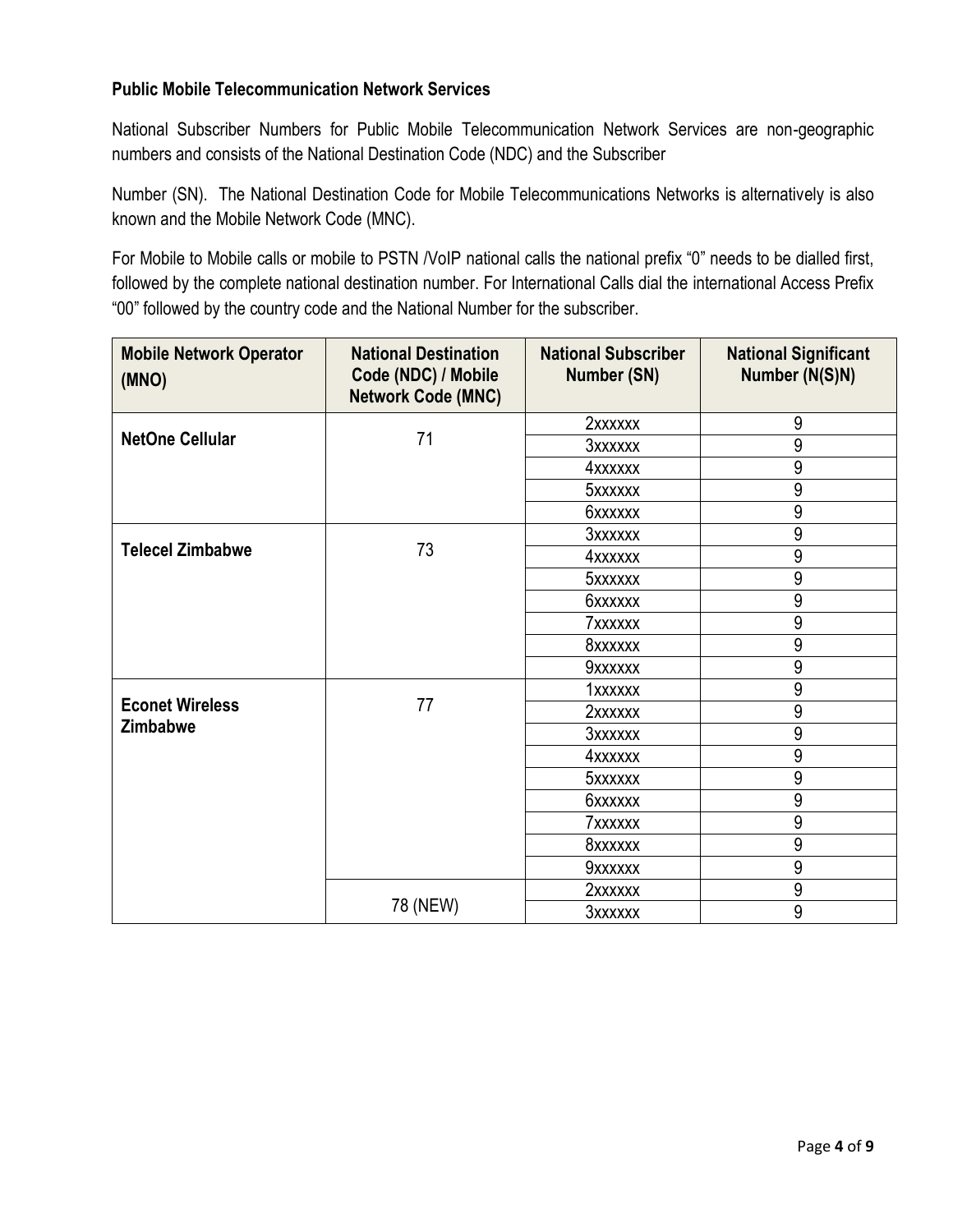**Public Mobile Telecommunication Network Services**

National Subscriber Numbers for Public Mobile Telecommunication Network Services are non-geographic numbers and consists of the National Destination Code (NDC) and the Subscriber

Number (SN). The National Destination Code for Mobile Telecommunications Networks is alternatively is also known and the Mobile Network Code (MNC).

For Mobile to Mobile calls or mobile to PSTN /VoIP national calls the national prefix "0" needs to be dialled first, followed by the complete national destination number. For International Calls dial the international Access Prefix "00" followed by the country code and the National Number for the subscriber.

| Mobile Network Operator (MNO) | National Destination Code (NDC) / Mobile Network Code (MNC) | National Subscriber Number (SN) | National Significant Number (N(S)N) |
|---|---|---|---|
| **NetOne Cellular** | 71 | 2xxxxxx | 9 |
| | | 3xxxxxx | 9 |
| | | 4xxxxxx | 9 |
| | | 5xxxxxx | 9 |
| | | 6xxxxxx | 9 |
| **Telecel Zimbabwe** | 73 | 3xxxxxx | 9 |
| | | 4xxxxxx | 9 |
| | | 5xxxxxx | 9 |
| | | 6xxxxxx | 9 |
| | | 7xxxxxx | 9 |
| | | 8xxxxxx | 9 |
| | | 9xxxxxx | 9 |
| **Econet Wireless Zimbabwe** | 77 | 1xxxxxx | 9 |
| | | 2xxxxxx | 9 |
| | | 3xxxxxx | 9 |
| | | 4xxxxxx | 9 |
| | | 5xxxxxx | 9 |
| | | 6xxxxxx | 9 |
| | | 7xxxxxx | 9 |
| | | 8xxxxxx | 9 |
| | | 9xxxxxx | 9 |
| | 78 (NEW) | 2xxxxxx | 9 |
| | | 3xxxxxx | 9 |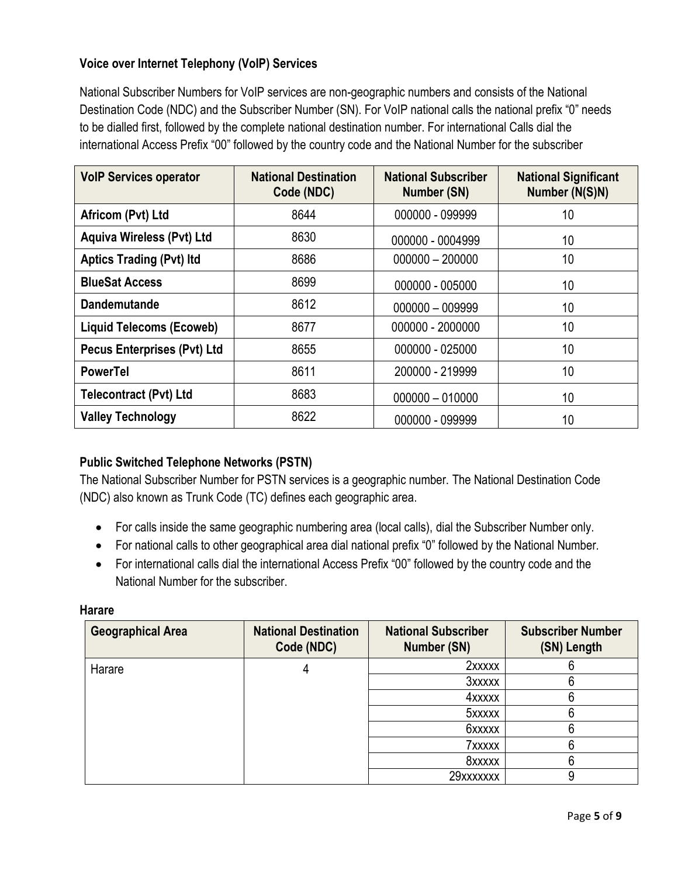### Voice over Internet Telephony (VoIP) Services

National Subscriber Numbers for VoIP services are non-geographic numbers and consists of the National Destination Code (NDC) and the Subscriber Number (SN). For VoIP national calls the national prefix "0" needs to be dialled first, followed by the complete national destination number. For international Calls dial the international Access Prefix "00" followed by the country code and the National Number for the subscriber

| VoIP Services operator | National Destination Code (NDC) | National Subscriber Number (SN) | National Significant Number (N(S)N) |
|---|---|---|---|
| **Africom (Pvt) Ltd** | 8644 | 000000 - 099999 | 10 |
| **Aquiva Wireless (Pvt) Ltd** | 8630 | 000000 - 0004999 | 10 |
| **Aptics Trading (Pvt) ltd** | 8686 | 000000 – 200000 | 10 |
| **BlueSat Access** | 8699 | 000000 - 005000 | 10 |
| **Dandemutande** | 8612 | 000000 – 009999 | 10 |
| **Liquid Telecoms (Ecoweb)** | 8677 | 000000 - 2000000 | 10 |
| **Pecus Enterprises (Pvt) Ltd** | 8655 | 000000 - 025000 | 10 |
| **PowerTel** | 8611 | 200000 - 219999 | 10 |
| **Telecontract (Pvt) Ltd** | 8683 | 000000 – 010000 | 10 |
| **Valley Technology** | 8622 | 000000 - 099999 | 10 |

### Public Switched Telephone Networks (PSTN)

The National Subscriber Number for PSTN services is a geographic number. The National Destination Code (NDC) also known as Trunk Code (TC) defines each geographic area.

- For calls inside the same geographic numbering area (local calls), dial the Subscriber Number only.
- For national calls to other geographical area dial national prefix "0" followed by the National Number.
- For international calls dial the international Access Prefix "00" followed by the country code and the National Number for the subscriber.

**Harare**

| Geographical Area | National Destination Code (NDC) | National Subscriber Number (SN) | Subscriber Number (SN) Length |
|---|---|---|---|
| Harare | 4 | 2xxxxx | 6 |
| | | 3xxxxx | 6 |
| | | 4xxxxx | 6 |
| | | 5xxxxx | 6 |
| | | 6xxxxx | 6 |
| | | 7xxxxx | 6 |
| | | 8xxxxx | 6 |
| | | 29xxxxxxx | 9 |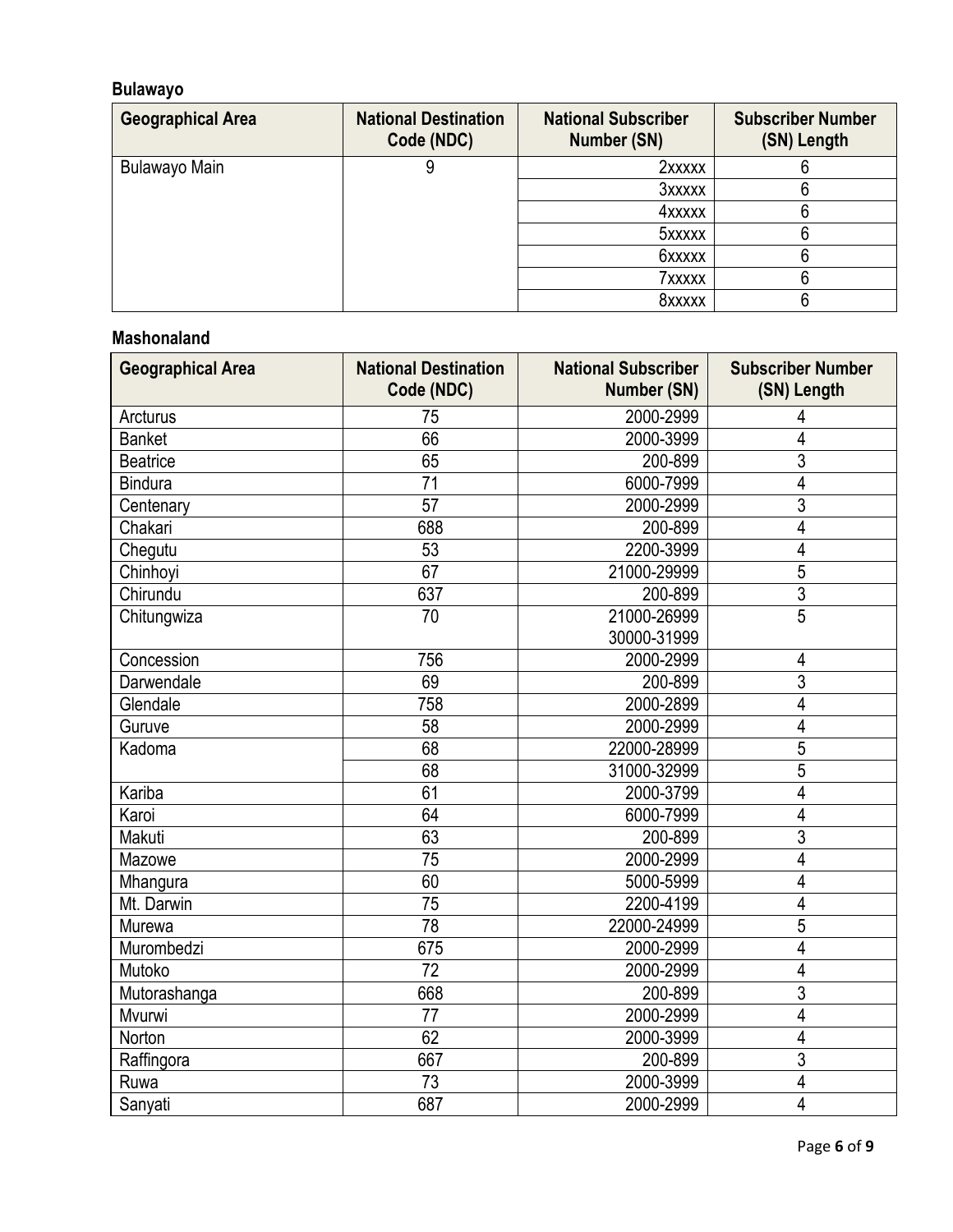**Bulawayo**

| Geographical Area | National Destination Code (NDC) | National Subscriber Number (SN) | Subscriber Number (SN) Length |
|---|---|---|---|
| Bulawayo Main | 9 | 2xxxxx | 6 |
| | | 3xxxxx | 6 |
| | | 4xxxxx | 6 |
| | | 5xxxxx | 6 |
| | | 6xxxxx | 6 |
| | | 7xxxxx | 6 |
| | | 8xxxxx | 6 |

**Mashonaland**

| Geographical Area | National Destination Code (NDC) | National Subscriber Number (SN) | Subscriber Number (SN) Length |
|---|---|---|---|
| Arcturus | 75 | 2000-2999 | 4 |
| Banket | 66 | 2000-3999 | 4 |
| Beatrice | 65 | 200-899 | 3 |
| Bindura | 71 | 6000-7999 | 4 |
| Centenary | 57 | 2000-2999 | 3 |
| Chakari | 688 | 200-899 | 4 |
| Chegutu | 53 | 2200-3999 | 4 |
| Chinhoyi | 67 | 21000-29999 | 5 |
| Chirundu | 637 | 200-899 | 3 |
| Chitungwiza | 70 | 21000-26999<br>30000-31999 | 5 |
| Concession | 756 | 2000-2999 | 4 |
| Darwendale | 69 | 200-899 | 3 |
| Glendale | 758 | 2000-2899 | 4 |
| Guruve | 58 | 2000-2999 | 4 |
| Kadoma | 68 | 22000-28999 | 5 |
| | 68 | 31000-32999 | 5 |
| Kariba | 61 | 2000-3799 | 4 |
| Karoi | 64 | 6000-7999 | 4 |
| Makuti | 63 | 200-899 | 3 |
| Mazowe | 75 | 2000-2999 | 4 |
| Mhangura | 60 | 5000-5999 | 4 |
| Mt. Darwin | 75 | 2200-4199 | 4 |
| Murewa | 78 | 22000-24999 | 5 |
| Murombedzi | 675 | 2000-2999 | 4 |
| Mutoko | 72 | 2000-2999 | 4 |
| Mutorashanga | 668 | 200-899 | 3 |
| Mvurwi | 77 | 2000-2999 | 4 |
| Norton | 62 | 2000-3999 | 4 |
| Raffingora | 667 | 200-899 | 3 |
| Ruwa | 73 | 2000-3999 | 4 |
| Sanyati | 687 | 2000-2999 | 4 |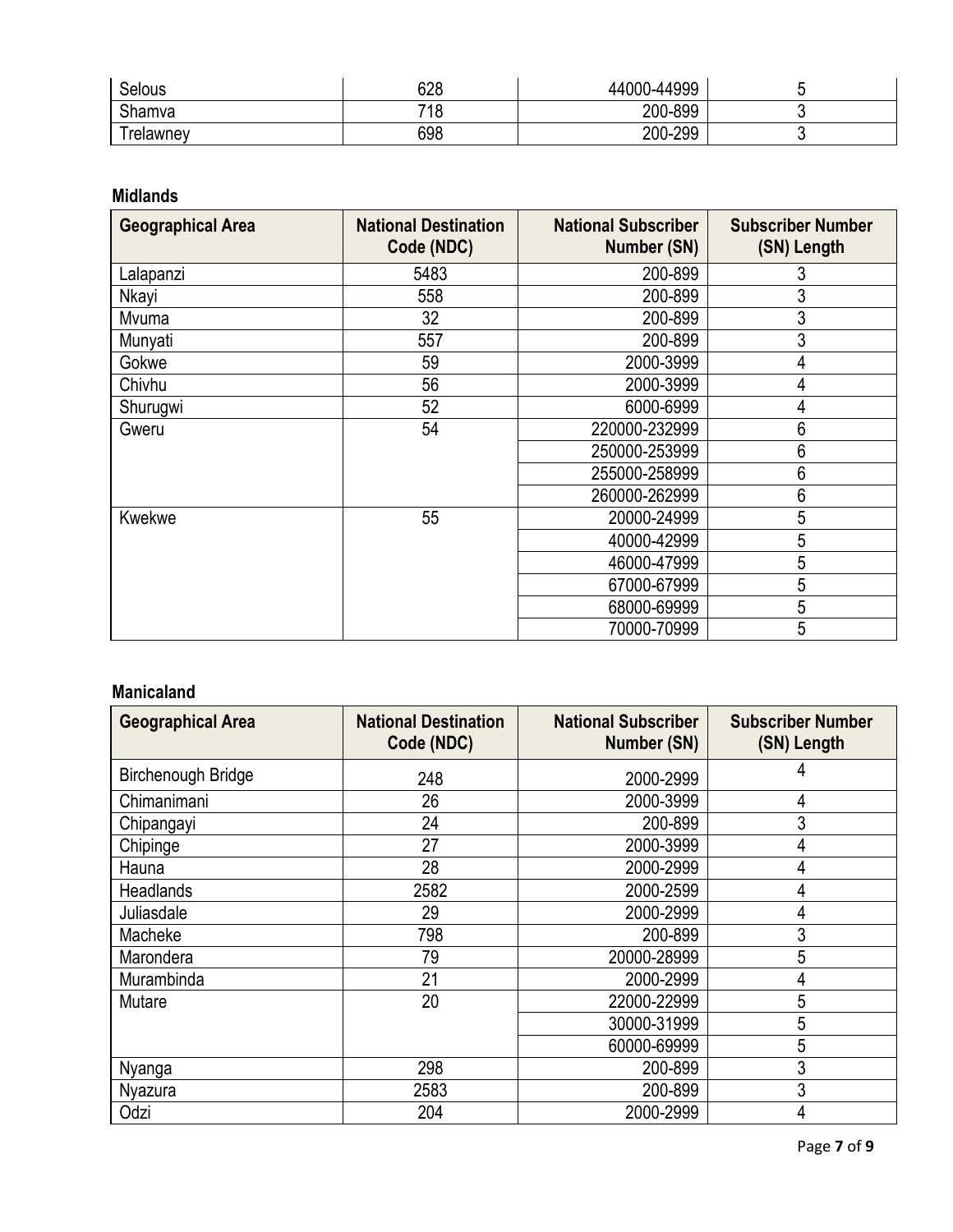| Selous | 628 | 44000-44999 | 5 |
| --- | --- | --- | --- |
| Shamva | 718 | 200-899 | 3 |
| Trelawney | 698 | 200-299 | 3 |

**Midlands**

| Geographical Area | National Destination Code (NDC) | National Subscriber Number (SN) | Subscriber Number (SN) Length |
| --- | --- | --- | --- |
| Lalapanzi | 5483 | 200-899 | 3 |
| Nkayi | 558 | 200-899 | 3 |
| Mvuma | 32 | 200-899 | 3 |
| Munyati | 557 | 200-899 | 3 |
| Gokwe | 59 | 2000-3999 | 4 |
| Chivhu | 56 | 2000-3999 | 4 |
| Shurugwi | 52 | 6000-6999 | 4 |
| Gweru | 54 | 220000-232999 | 6 |
| | | 250000-253999 | 6 |
| | | 255000-258999 | 6 |
| | | 260000-262999 | 6 |
| Kwekwe | 55 | 20000-24999 | 5 |
| | | 40000-42999 | 5 |
| | | 46000-47999 | 5 |
| | | 67000-67999 | 5 |
| | | 68000-69999 | 5 |
| | | 70000-70999 | 5 |

**Manicaland**

| Geographical Area | National Destination Code (NDC) | National Subscriber Number (SN) | Subscriber Number (SN) Length |
| --- | --- | --- | --- |
| Birchenough Bridge | 248 | 2000-2999 | 4 |
| Chimanimani | 26 | 2000-3999 | 4 |
| Chipangayi | 24 | 200-899 | 3 |
| Chipinge | 27 | 2000-3999 | 4 |
| Hauna | 28 | 2000-2999 | 4 |
| Headlands | 2582 | 2000-2599 | 4 |
| Juliasdale | 29 | 2000-2999 | 4 |
| Macheke | 798 | 200-899 | 3 |
| Marondera | 79 | 20000-28999 | 5 |
| Murambinda | 21 | 2000-2999 | 4 |
| Mutare | 20 | 22000-22999 | 5 |
| | | 30000-31999 | 5 |
| | | 60000-69999 | 5 |
| Nyanga | 298 | 200-899 | 3 |
| Nyazura | 2583 | 200-899 | 3 |
| Odzi | 204 | 2000-2999 | 4 |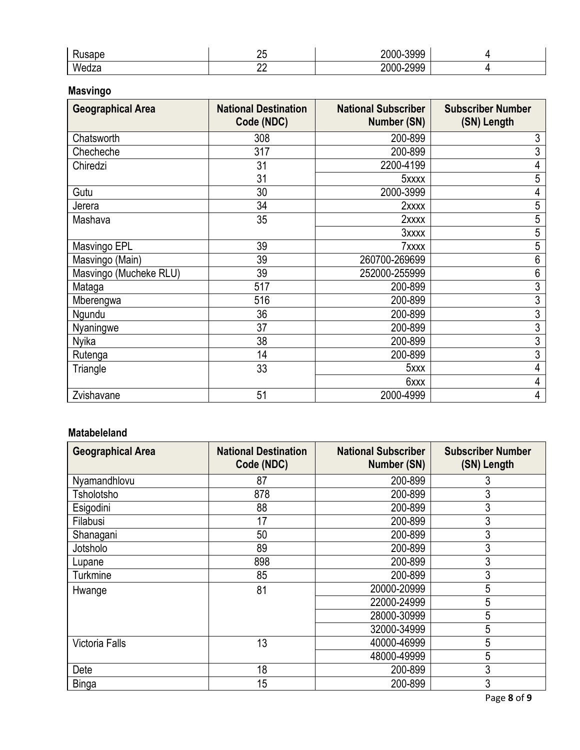| Rusape | 25 | 2000-3999 | 4 |
|---|---|---|---|
| Wedza | 22 | 2000-2999 | 4 |

**Masvingo**

| Geographical Area | National Destination Code (NDC) | National Subscriber Number (SN) | Subscriber Number (SN) Length |
|---|---|---|---|
| Chatsworth | 308 | 200-899 | 3 |
| Checheche | 317 | 200-899 | 3 |
| Chiredzi | 31 | 2200-4199 | 4 |
| | 31 | 5xxxx | 5 |
| Gutu | 30 | 2000-3999 | 4 |
| Jerera | 34 | 2xxxx | 5 |
| Mashava | 35 | 2xxxx | 5 |
| | | 3xxxx | 5 |
| Masvingo EPL | 39 | 7xxxx | 5 |
| Masvingo (Main) | 39 | 260700-269699 | 6 |
| Masvingo (Mucheke RLU) | 39 | 252000-255999 | 6 |
| Mataga | 517 | 200-899 | 3 |
| Mberengwa | 516 | 200-899 | 3 |
| Ngundu | 36 | 200-899 | 3 |
| Nyaningwe | 37 | 200-899 | 3 |
| Nyika | 38 | 200-899 | 3 |
| Rutenga | 14 | 200-899 | 3 |
| Triangle | 33 | 5xxx | 4 |
| | | 6xxx | 4 |
| Zvishavane | 51 | 2000-4999 | 4 |

**Matabeleland**

| Geographical Area | National Destination Code (NDC) | National Subscriber Number (SN) | Subscriber Number (SN) Length |
|---|---|---|---|
| Nyamandhlovu | 87 | 200-899 | 3 |
| Tsholotsho | 878 | 200-899 | 3 |
| Esigodini | 88 | 200-899 | 3 |
| Filabusi | 17 | 200-899 | 3 |
| Shanagani | 50 | 200-899 | 3 |
| Jotsholo | 89 | 200-899 | 3 |
| Lupane | 898 | 200-899 | 3 |
| Turkmine | 85 | 200-899 | 3 |
| Hwange | 81 | 20000-20999 | 5 |
| | | 22000-24999 | 5 |
| | | 28000-30999 | 5 |
| | | 32000-34999 | 5 |
| Victoria Falls | 13 | 40000-46999 | 5 |
| | | 48000-49999 | 5 |
| Dete | 18 | 200-899 | 3 |
| Binga | 15 | 200-899 | 3 |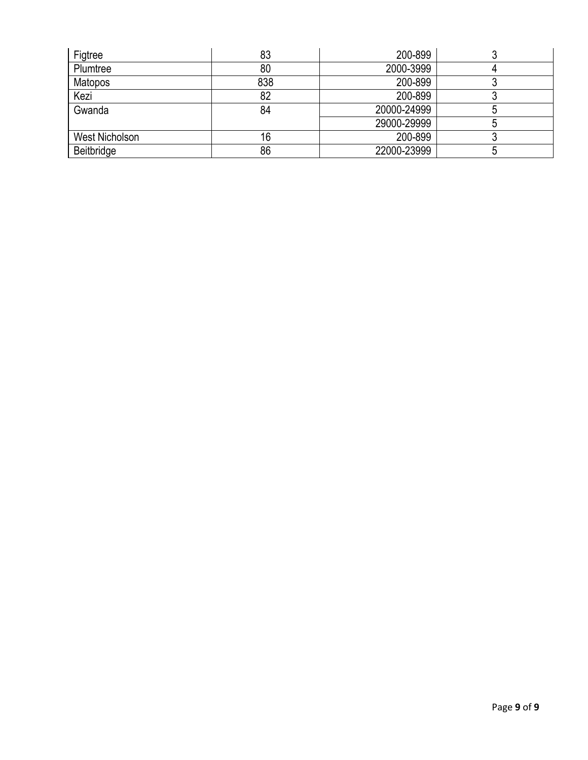| | | | |
|---|---|---|---|
| Figtree | 83 | 200-899 | 3 |
| Plumtree | 80 | 2000-3999 | 4 |
| Matopos | 838 | 200-899 | 3 |
| Kezi | 82 | 200-899 | 3 |
| Gwanda | 84 | 20000-24999 | 5 |
| | | 29000-29999 | 5 |
| West Nicholson | 16 | 200-899 | 3 |
| Beitbridge | 86 | 22000-23999 | 5 |